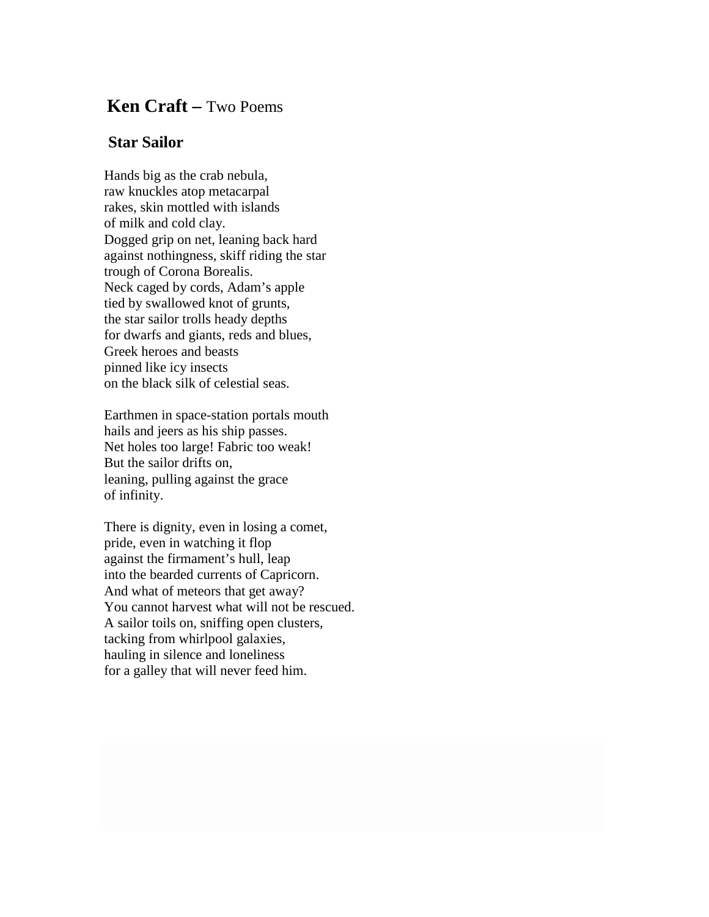# **Ken Craft –** Two Poems

## Star Sailor

Hands big as the crab nebula,
raw knuckles atop metacarpal
rakes, skin mottled with islands
of milk and cold clay.
Dogged grip on net, leaning back hard
against nothingness, skiff riding the star
trough of Corona Borealis.
Neck caged by cords, Adam's apple
tied by swallowed knot of grunts,
the star sailor trolls heady depths
for dwarfs and giants, reds and blues,
Greek heroes and beasts
pinned like icy insects
on the black silk of celestial seas.

Earthmen in space-station portals mouth
hails and jeers as his ship passes.
Net holes too large! Fabric too weak!
But the sailor drifts on,
leaning, pulling against the grace
of infinity.

There is dignity, even in losing a comet,
pride, even in watching it flop
against the firmament's hull, leap
into the bearded currents of Capricorn.
And what of meteors that get away?
You cannot harvest what will not be rescued.
A sailor toils on, sniffing open clusters,
tacking from whirlpool galaxies,
hauling in silence and loneliness
for a galley that will never feed him.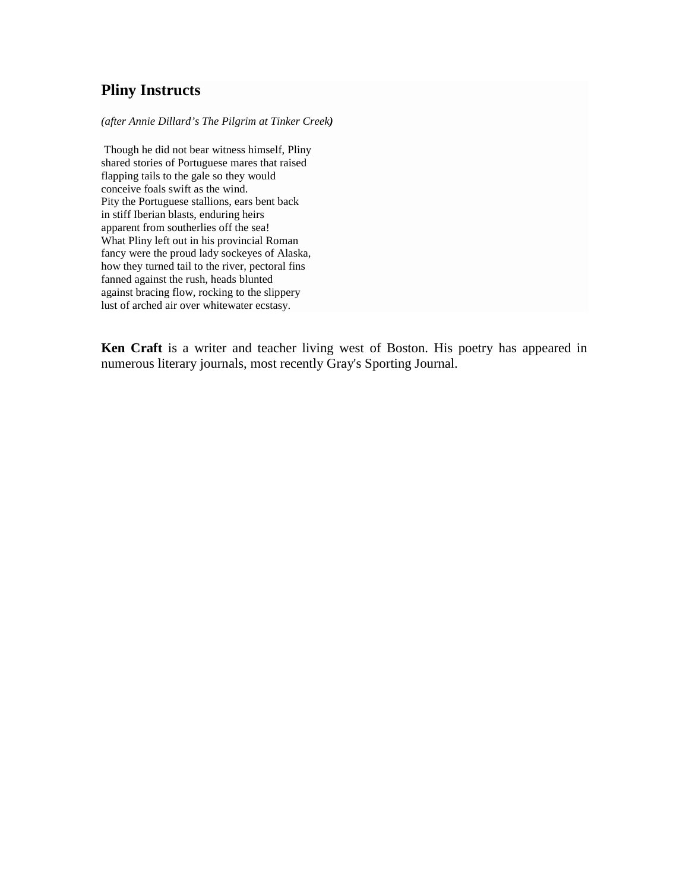## Pliny Instructs

*(after Annie Dillard's The Pilgrim at Tinker Creek)*

Though he did not bear witness himself, Pliny  
shared stories of Portuguese mares that raised  
flapping tails to the gale so they would  
conceive foals swift as the wind.  
Pity the Portuguese stallions, ears bent back  
in stiff Iberian blasts, enduring heirs  
apparent from southerlies off the sea!  
What Pliny left out in his provincial Roman  
fancy were the proud lady sockeyes of Alaska,  
how they turned tail to the river, pectoral fins  
fanned against the rush, heads blunted  
against bracing flow, rocking to the slippery  
lust of arched air over whitewater ecstasy.

**Ken Craft** is a writer and teacher living west of Boston. His poetry has appeared in numerous literary journals, most recently Gray's Sporting Journal.